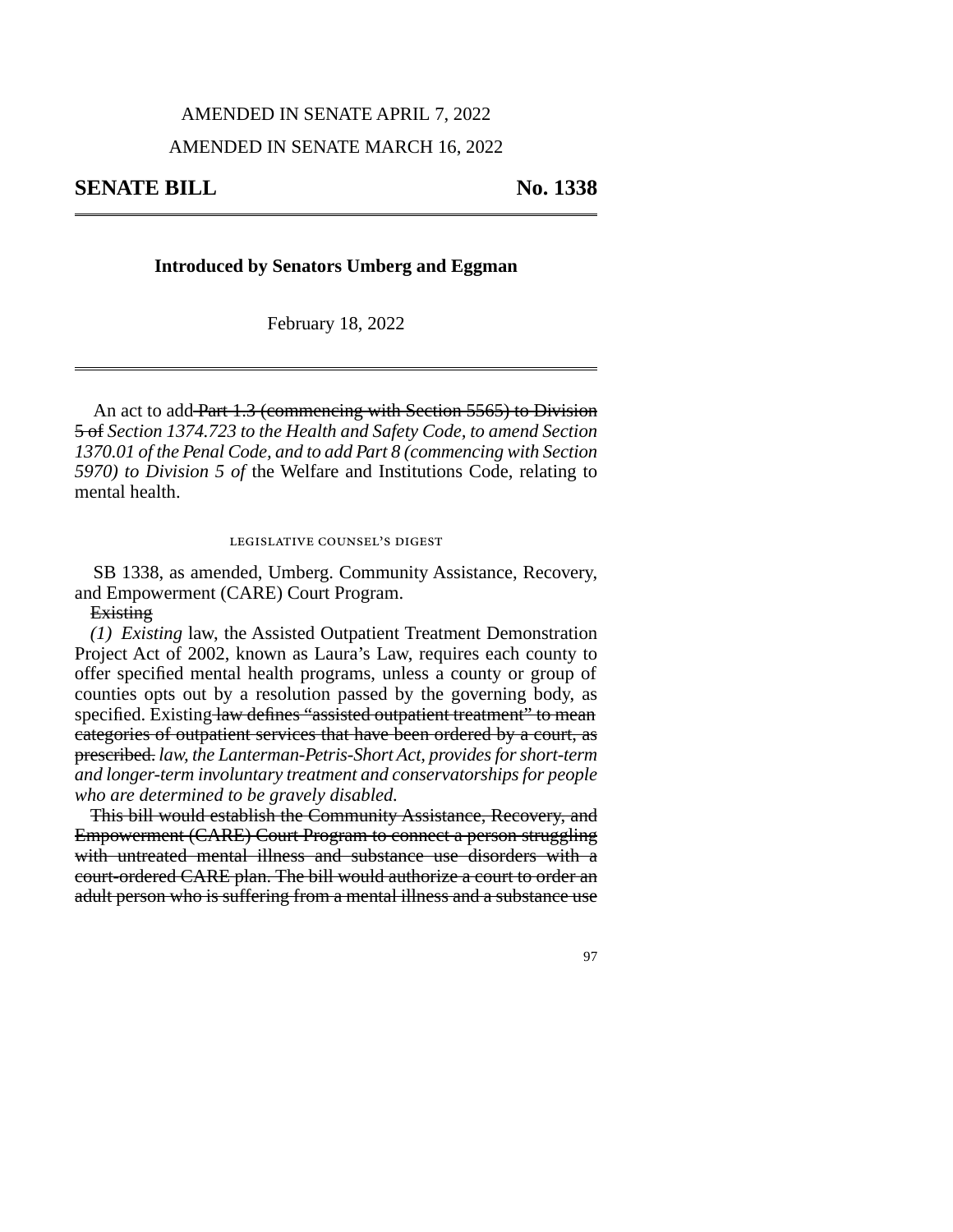AMENDED IN SENATE APRIL 7, 2022

AMENDED IN SENATE MARCH 16, 2022

# SENATE BILL No. 1338

**Introduced by Senators Umberg and Eggman**

February 18, 2022

An act to add ~~Part 1.3 (commencing with Section 5565) to Division 5 of~~ *Section 1374.723 to the Health and Safety Code, to amend Section 1370.01 of the Penal Code, and to add Part 8 (commencing with Section 5970) to Division 5 of* the Welfare and Institutions Code, relating to mental health.

## LEGISLATIVE COUNSEL'S DIGEST

SB 1338, as amended, Umberg. Community Assistance, Recovery, and Empowerment (CARE) Court Program.

~~Existing~~

*(1) Existing* law, the Assisted Outpatient Treatment Demonstration Project Act of 2002, known as Laura's Law, requires each county to offer specified mental health programs, unless a county or group of counties opts out by a resolution passed by the governing body, as specified. Existing ~~law defines "assisted outpatient treatment" to mean categories of outpatient services that have been ordered by a court, as prescribed.~~ *law, the Lanterman-Petris-Short Act, provides for short-term and longer-term involuntary treatment and conservatorships for people who are determined to be gravely disabled.*

~~This bill would establish the Community Assistance, Recovery, and Empowerment (CARE) Court Program to connect a person struggling with untreated mental illness and substance use disorders with a court-ordered CARE plan. The bill would authorize a court to order an adult person who is suffering from a mental illness and a substance use~~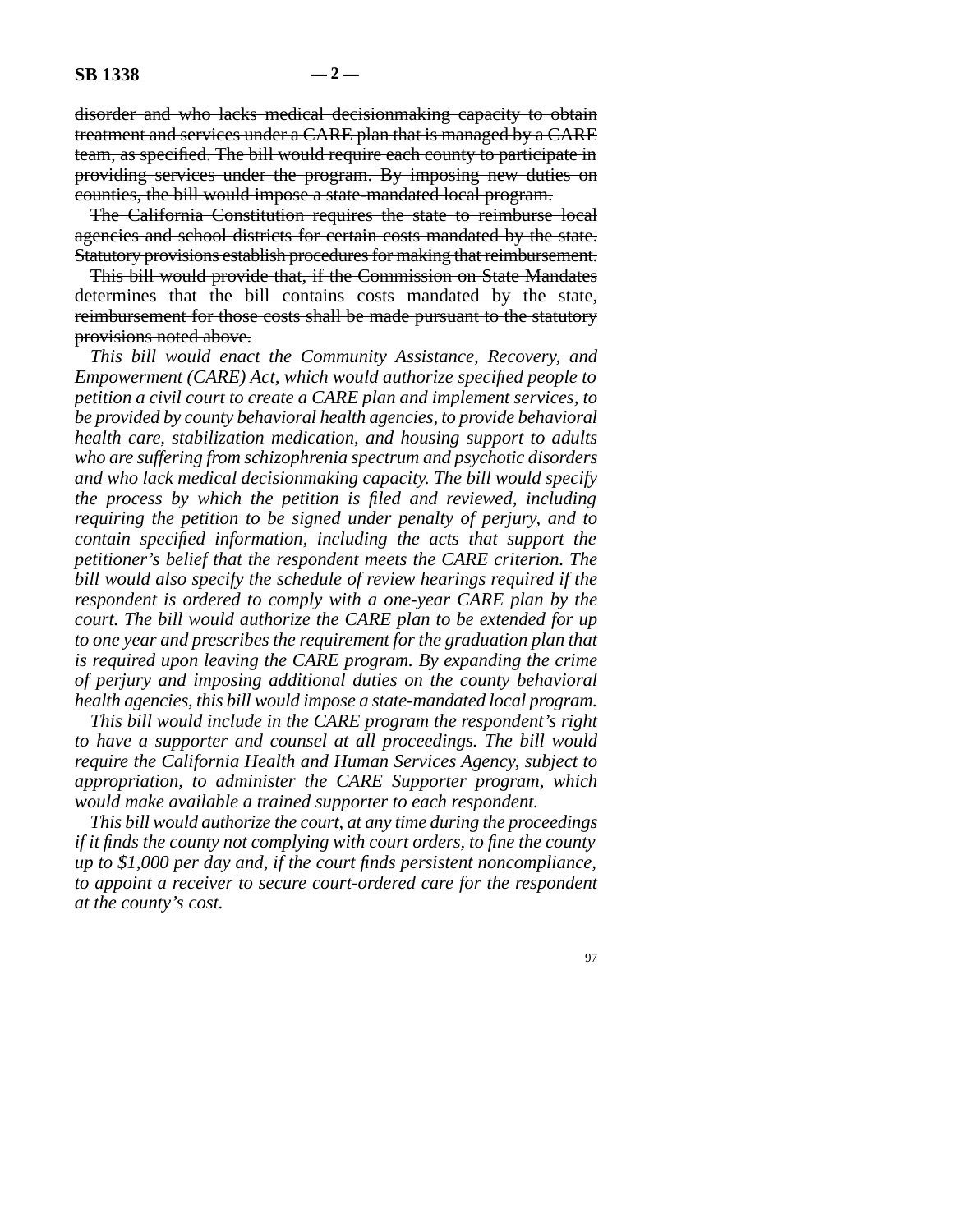~~disorder and who lacks medical decisionmaking capacity to obtain treatment and services under a CARE plan that is managed by a CARE team, as specified. The bill would require each county to participate in providing services under the program. By imposing new duties on counties, the bill would impose a state-mandated local program.~~

~~The California Constitution requires the state to reimburse local agencies and school districts for certain costs mandated by the state. Statutory provisions establish procedures for making that reimbursement.~~

~~This bill would provide that, if the Commission on State Mandates determines that the bill contains costs mandated by the state, reimbursement for those costs shall be made pursuant to the statutory provisions noted above.~~

*This bill would enact the Community Assistance, Recovery, and Empowerment (CARE) Act, which would authorize specified people to petition a civil court to create a CARE plan and implement services, to be provided by county behavioral health agencies, to provide behavioral health care, stabilization medication, and housing support to adults who are suffering from schizophrenia spectrum and psychotic disorders and who lack medical decisionmaking capacity. The bill would specify the process by which the petition is filed and reviewed, including requiring the petition to be signed under penalty of perjury, and to contain specified information, including the acts that support the petitioner's belief that the respondent meets the CARE criterion. The bill would also specify the schedule of review hearings required if the respondent is ordered to comply with a one-year CARE plan by the court. The bill would authorize the CARE plan to be extended for up to one year and prescribes the requirement for the graduation plan that is required upon leaving the CARE program. By expanding the crime of perjury and imposing additional duties on the county behavioral health agencies, this bill would impose a state-mandated local program.*

*This bill would include in the CARE program the respondent's right to have a supporter and counsel at all proceedings. The bill would require the California Health and Human Services Agency, subject to appropriation, to administer the CARE Supporter program, which would make available a trained supporter to each respondent.*

*This bill would authorize the court, at any time during the proceedings if it finds the county not complying with court orders, to fine the county up to $1,000 per day and, if the court finds persistent noncompliance, to appoint a receiver to secure court-ordered care for the respondent at the county's cost.*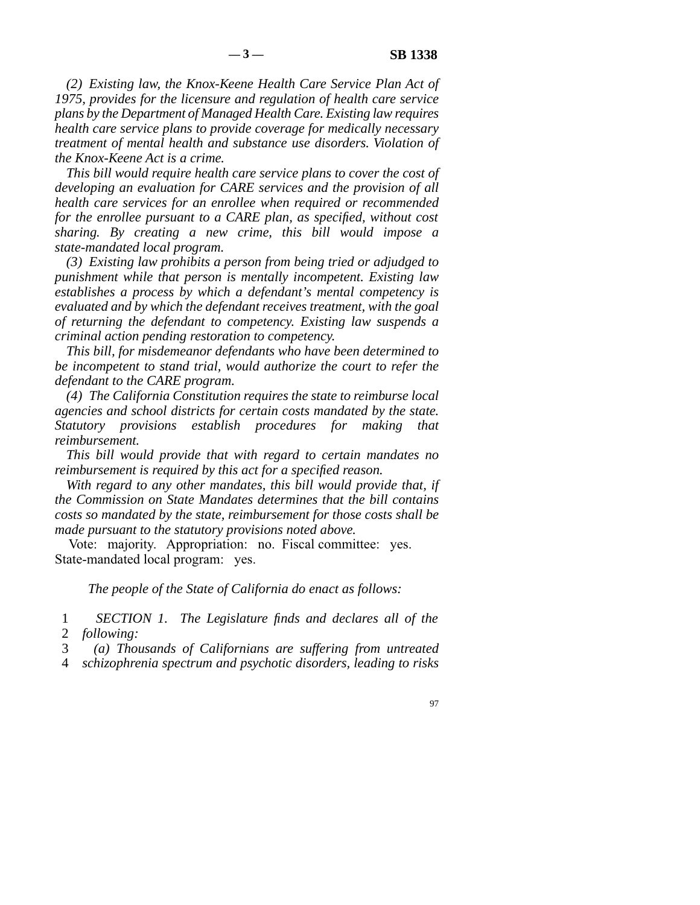*(2) Existing law, the Knox-Keene Health Care Service Plan Act of 1975, provides for the licensure and regulation of health care service plans by the Department of Managed Health Care. Existing law requires health care service plans to provide coverage for medically necessary treatment of mental health and substance use disorders. Violation of the Knox-Keene Act is a crime.*

*This bill would require health care service plans to cover the cost of developing an evaluation for CARE services and the provision of all health care services for an enrollee when required or recommended for the enrollee pursuant to a CARE plan, as specified, without cost sharing. By creating a new crime, this bill would impose a state-mandated local program.*

*(3) Existing law prohibits a person from being tried or adjudged to punishment while that person is mentally incompetent. Existing law establishes a process by which a defendant's mental competency is evaluated and by which the defendant receives treatment, with the goal of returning the defendant to competency. Existing law suspends a criminal action pending restoration to competency.*

*This bill, for misdemeanor defendants who have been determined to be incompetent to stand trial, would authorize the court to refer the defendant to the CARE program.*

*(4) The California Constitution requires the state to reimburse local agencies and school districts for certain costs mandated by the state. Statutory provisions establish procedures for making that reimbursement.*

*This bill would provide that with regard to certain mandates no reimbursement is required by this act for a specified reason.*

*With regard to any other mandates, this bill would provide that, if the Commission on State Mandates determines that the bill contains costs so mandated by the state, reimbursement for those costs shall be made pursuant to the statutory provisions noted above.*

Vote: majority. Appropriation: no. Fiscal committee: yes. State-mandated local program: yes.

*The people of the State of California do enact as follows:*

1 *SECTION 1. The Legislature finds and declares all of the*
2 *following:*
3 *(a) Thousands of Californians are suffering from untreated*
4 *schizophrenia spectrum and psychotic disorders, leading to risks*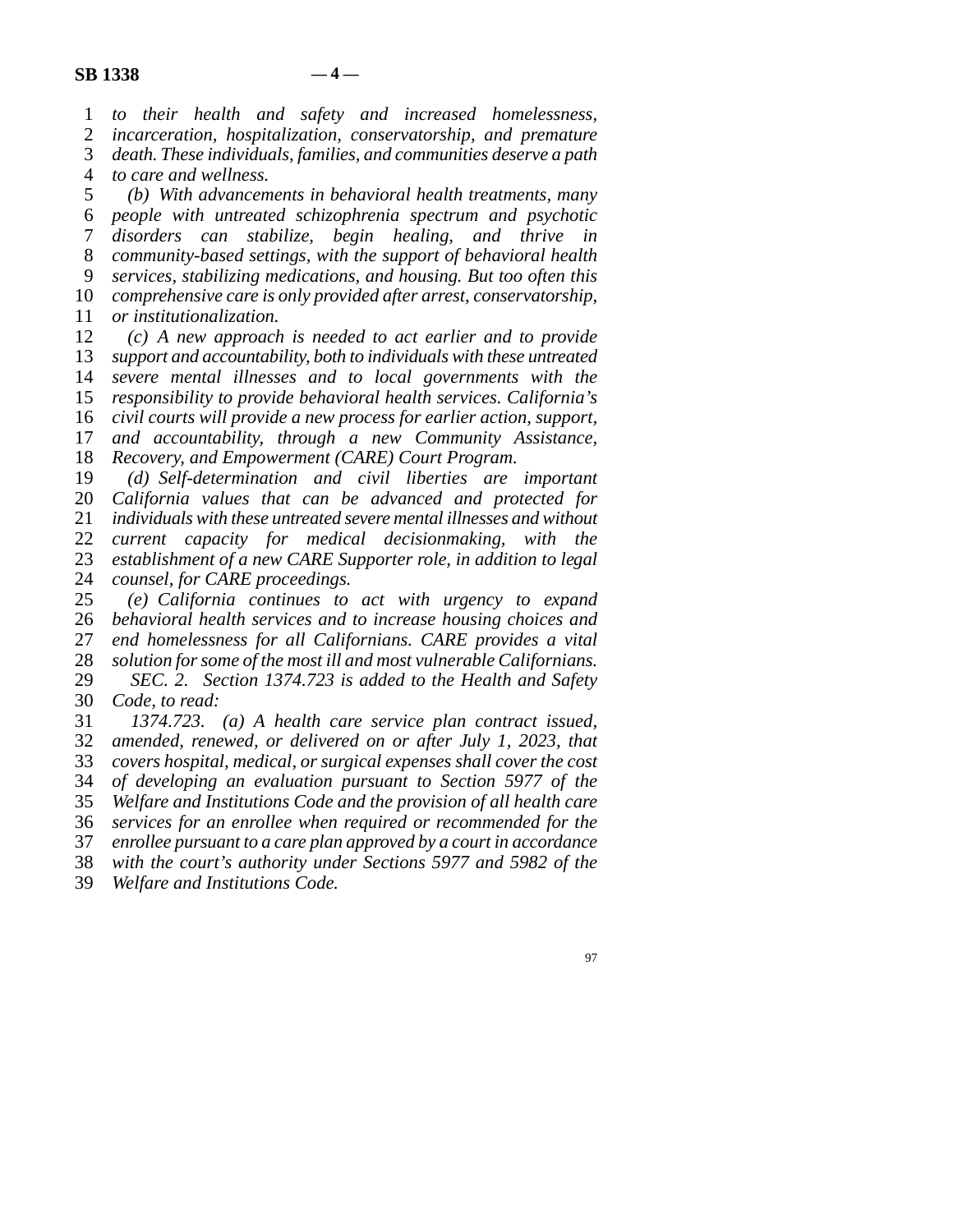*to their health and safety and increased homelessness, incarceration, hospitalization, conservatorship, and premature death. These individuals, families, and communities deserve a path to care and wellness.*

*(b) With advancements in behavioral health treatments, many people with untreated schizophrenia spectrum and psychotic disorders can stabilize, begin healing, and thrive in community-based settings, with the support of behavioral health services, stabilizing medications, and housing. But too often this comprehensive care is only provided after arrest, conservatorship, or institutionalization.*

*(c) A new approach is needed to act earlier and to provide support and accountability, both to individuals with these untreated severe mental illnesses and to local governments with the responsibility to provide behavioral health services. California's civil courts will provide a new process for earlier action, support, and accountability, through a new Community Assistance, Recovery, and Empowerment (CARE) Court Program.*

*(d) Self-determination and civil liberties are important California values that can be advanced and protected for individuals with these untreated severe mental illnesses and without current capacity for medical decisionmaking, with the establishment of a new CARE Supporter role, in addition to legal counsel, for CARE proceedings.*

*(e) California continues to act with urgency to expand behavioral health services and to increase housing choices and end homelessness for all Californians. CARE provides a vital solution for some of the most ill and most vulnerable Californians.*

*SEC. 2. Section 1374.723 is added to the Health and Safety Code, to read:*

*1374.723. (a) A health care service plan contract issued, amended, renewed, or delivered on or after July 1, 2023, that covers hospital, medical, or surgical expenses shall cover the cost of developing an evaluation pursuant to Section 5977 of the Welfare and Institutions Code and the provision of all health care services for an enrollee when required or recommended for the enrollee pursuant to a care plan approved by a court in accordance with the court's authority under Sections 5977 and 5982 of the Welfare and Institutions Code.*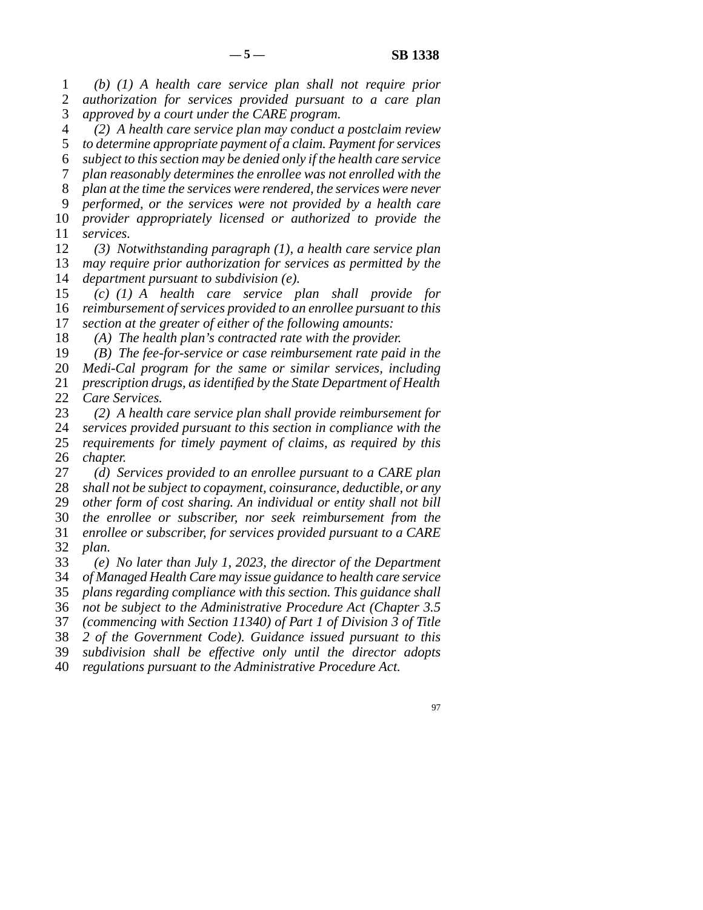*(b) (1) A health care service plan shall not require prior authorization for services provided pursuant to a care plan approved by a court under the CARE program.*

*(2) A health care service plan may conduct a postclaim review to determine appropriate payment of a claim. Payment for services subject to this section may be denied only if the health care service plan reasonably determines the enrollee was not enrolled with the plan at the time the services were rendered, the services were never performed, or the services were not provided by a health care provider appropriately licensed or authorized to provide the services.*

*(3) Notwithstanding paragraph (1), a health care service plan may require prior authorization for services as permitted by the department pursuant to subdivision (e).*

*(c) (1) A health care service plan shall provide for reimbursement of services provided to an enrollee pursuant to this section at the greater of either of the following amounts:*

*(A) The health plan's contracted rate with the provider.*

*(B) The fee-for-service or case reimbursement rate paid in the Medi-Cal program for the same or similar services, including prescription drugs, as identified by the State Department of Health Care Services.*

*(2) A health care service plan shall provide reimbursement for services provided pursuant to this section in compliance with the requirements for timely payment of claims, as required by this chapter.*

*(d) Services provided to an enrollee pursuant to a CARE plan shall not be subject to copayment, coinsurance, deductible, or any other form of cost sharing. An individual or entity shall not bill the enrollee or subscriber, nor seek reimbursement from the enrollee or subscriber, for services provided pursuant to a CARE plan.*

*(e) No later than July 1, 2023, the director of the Department of Managed Health Care may issue guidance to health care service plans regarding compliance with this section. This guidance shall not be subject to the Administrative Procedure Act (Chapter 3.5 (commencing with Section 11340) of Part 1 of Division 3 of Title 2 of the Government Code). Guidance issued pursuant to this subdivision shall be effective only until the director adopts regulations pursuant to the Administrative Procedure Act.*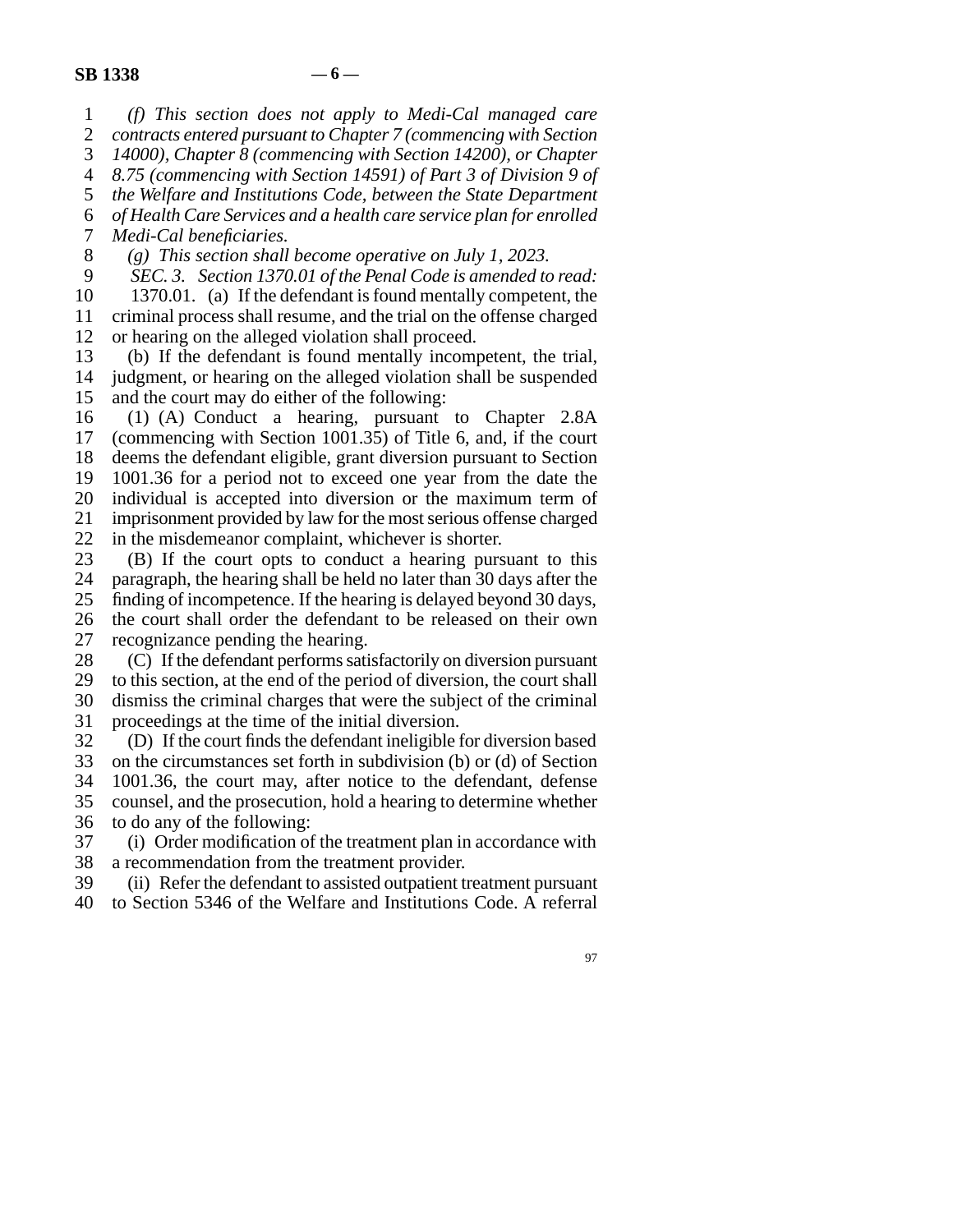*(f) This section does not apply to Medi-Cal managed care contracts entered pursuant to Chapter 7 (commencing with Section 14000), Chapter 8 (commencing with Section 14200), or Chapter 8.75 (commencing with Section 14591) of Part 3 of Division 9 of the Welfare and Institutions Code, between the State Department of Health Care Services and a health care service plan for enrolled Medi-Cal beneficiaries.*

*(g) This section shall become operative on July 1, 2023.*

*SEC. 3. Section 1370.01 of the Penal Code is amended to read:*

1370.01. (a) If the defendant is found mentally competent, the criminal process shall resume, and the trial on the offense charged or hearing on the alleged violation shall proceed.

(b) If the defendant is found mentally incompetent, the trial, judgment, or hearing on the alleged violation shall be suspended and the court may do either of the following:

(1) (A) Conduct a hearing, pursuant to Chapter 2.8A (commencing with Section 1001.35) of Title 6, and, if the court deems the defendant eligible, grant diversion pursuant to Section 1001.36 for a period not to exceed one year from the date the individual is accepted into diversion or the maximum term of imprisonment provided by law for the most serious offense charged in the misdemeanor complaint, whichever is shorter.

(B) If the court opts to conduct a hearing pursuant to this paragraph, the hearing shall be held no later than 30 days after the finding of incompetence. If the hearing is delayed beyond 30 days, the court shall order the defendant to be released on their own recognizance pending the hearing.

(C) If the defendant performs satisfactorily on diversion pursuant to this section, at the end of the period of diversion, the court shall dismiss the criminal charges that were the subject of the criminal proceedings at the time of the initial diversion.

(D) If the court finds the defendant ineligible for diversion based on the circumstances set forth in subdivision (b) or (d) of Section 1001.36, the court may, after notice to the defendant, defense counsel, and the prosecution, hold a hearing to determine whether to do any of the following:

(i) Order modification of the treatment plan in accordance with a recommendation from the treatment provider.

(ii) Refer the defendant to assisted outpatient treatment pursuant to Section 5346 of the Welfare and Institutions Code. A referral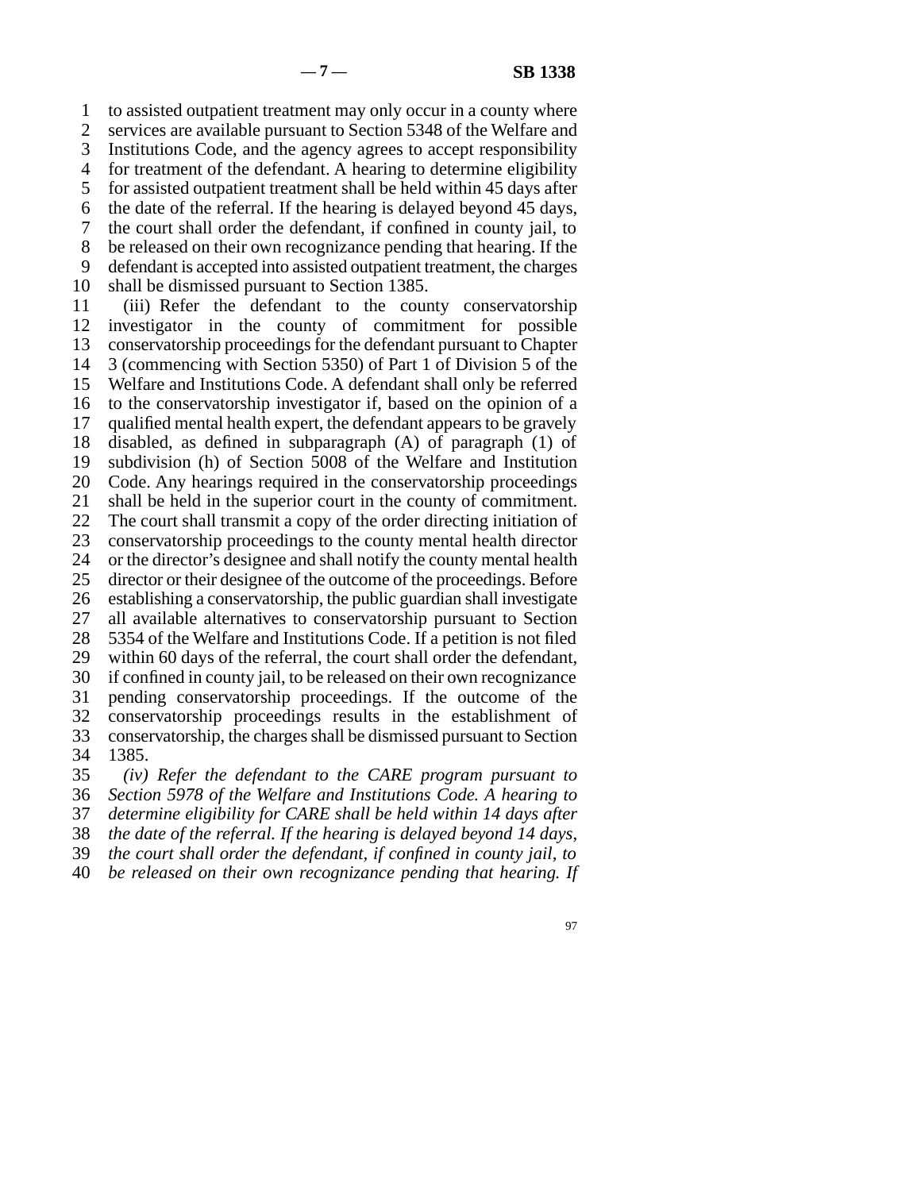to assisted outpatient treatment may only occur in a county where services are available pursuant to Section 5348 of the Welfare and Institutions Code, and the agency agrees to accept responsibility for treatment of the defendant. A hearing to determine eligibility for assisted outpatient treatment shall be held within 45 days after the date of the referral. If the hearing is delayed beyond 45 days, the court shall order the defendant, if confined in county jail, to be released on their own recognizance pending that hearing. If the defendant is accepted into assisted outpatient treatment, the charges shall be dismissed pursuant to Section 1385.

(iii) Refer the defendant to the county conservatorship investigator in the county of commitment for possible conservatorship proceedings for the defendant pursuant to Chapter 3 (commencing with Section 5350) of Part 1 of Division 5 of the Welfare and Institutions Code. A defendant shall only be referred to the conservatorship investigator if, based on the opinion of a qualified mental health expert, the defendant appears to be gravely disabled, as defined in subparagraph (A) of paragraph (1) of subdivision (h) of Section 5008 of the Welfare and Institution Code. Any hearings required in the conservatorship proceedings shall be held in the superior court in the county of commitment. The court shall transmit a copy of the order directing initiation of conservatorship proceedings to the county mental health director or the director's designee and shall notify the county mental health director or their designee of the outcome of the proceedings. Before establishing a conservatorship, the public guardian shall investigate all available alternatives to conservatorship pursuant to Section 5354 of the Welfare and Institutions Code. If a petition is not filed within 60 days of the referral, the court shall order the defendant, if confined in county jail, to be released on their own recognizance pending conservatorship proceedings. If the outcome of the conservatorship proceedings results in the establishment of conservatorship, the charges shall be dismissed pursuant to Section 1385.

*(iv) Refer the defendant to the CARE program pursuant to Section 5978 of the Welfare and Institutions Code. A hearing to determine eligibility for CARE shall be held within 14 days after the date of the referral. If the hearing is delayed beyond 14 days, the court shall order the defendant, if confined in county jail, to be released on their own recognizance pending that hearing. If*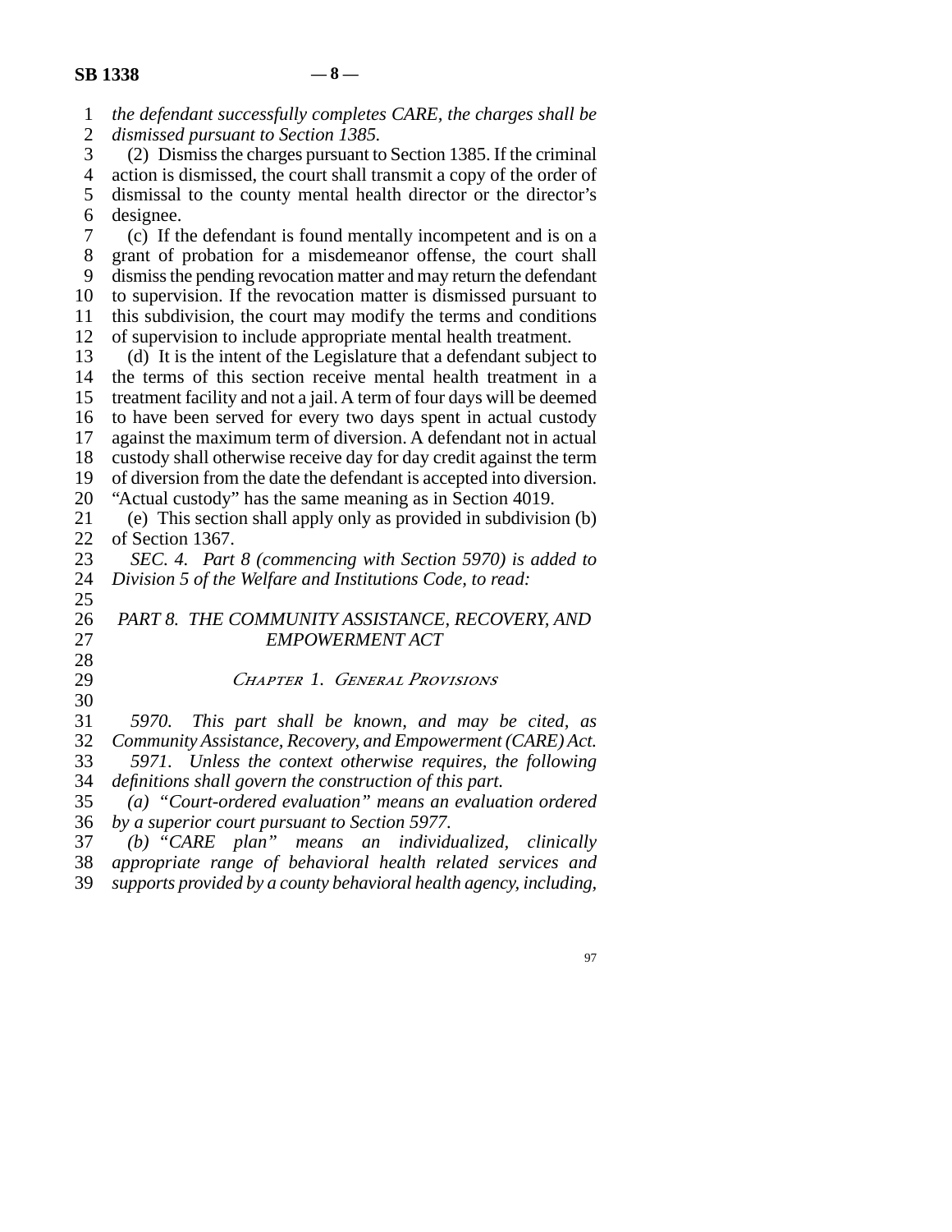*the defendant successfully completes CARE, the charges shall be dismissed pursuant to Section 1385.*

(2) Dismiss the charges pursuant to Section 1385. If the criminal action is dismissed, the court shall transmit a copy of the order of dismissal to the county mental health director or the director's designee.

(c) If the defendant is found mentally incompetent and is on a grant of probation for a misdemeanor offense, the court shall dismiss the pending revocation matter and may return the defendant to supervision. If the revocation matter is dismissed pursuant to this subdivision, the court may modify the terms and conditions of supervision to include appropriate mental health treatment.

(d) It is the intent of the Legislature that a defendant subject to the terms of this section receive mental health treatment in a treatment facility and not a jail. A term of four days will be deemed to have been served for every two days spent in actual custody against the maximum term of diversion. A defendant not in actual custody shall otherwise receive day for day credit against the term of diversion from the date the defendant is accepted into diversion. "Actual custody" has the same meaning as in Section 4019.

(e) This section shall apply only as provided in subdivision (b) of Section 1367.

*SEC. 4. Part 8 (commencing with Section 5970) is added to Division 5 of the Welfare and Institutions Code, to read:*

## *PART 8. THE COMMUNITY ASSISTANCE, RECOVERY, AND EMPOWERMENT ACT*

### *Chapter 1. General Provisions*

*5970. This part shall be known, and may be cited, as Community Assistance, Recovery, and Empowerment (CARE) Act.*

*5971. Unless the context otherwise requires, the following definitions shall govern the construction of this part.*

*(a) "Court-ordered evaluation" means an evaluation ordered by a superior court pursuant to Section 5977.*

*(b) "CARE plan" means an individualized, clinically appropriate range of behavioral health related services and supports provided by a county behavioral health agency, including,*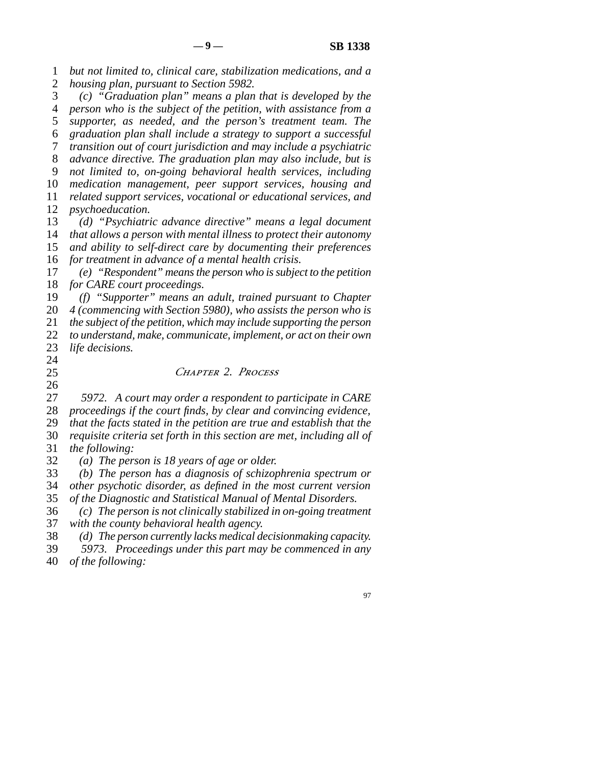*but not limited to, clinical care, stabilization medications, and a housing plan, pursuant to Section 5982.*

*(c) "Graduation plan" means a plan that is developed by the person who is the subject of the petition, with assistance from a supporter, as needed, and the person's treatment team. The graduation plan shall include a strategy to support a successful transition out of court jurisdiction and may include a psychiatric advance directive. The graduation plan may also include, but is not limited to, on-going behavioral health services, including medication management, peer support services, housing and related support services, vocational or educational services, and psychoeducation.*

*(d) "Psychiatric advance directive" means a legal document that allows a person with mental illness to protect their autonomy and ability to self-direct care by documenting their preferences for treatment in advance of a mental health crisis.*

*(e) "Respondent" means the person who is subject to the petition for CARE court proceedings.*

*(f) "Supporter" means an adult, trained pursuant to Chapter 4 (commencing with Section 5980), who assists the person who is the subject of the petition, which may include supporting the person to understand, make, communicate, implement, or act on their own life decisions.*

## *Chapter 2. Process*

*5972. A court may order a respondent to participate in CARE proceedings if the court finds, by clear and convincing evidence, that the facts stated in the petition are true and establish that the requisite criteria set forth in this section are met, including all of the following:*

*(a) The person is 18 years of age or older.*

*(b) The person has a diagnosis of schizophrenia spectrum or other psychotic disorder, as defined in the most current version of the Diagnostic and Statistical Manual of Mental Disorders.*

*(c) The person is not clinically stabilized in on-going treatment with the county behavioral health agency.*

*(d) The person currently lacks medical decisionmaking capacity.*

*5973. Proceedings under this part may be commenced in any of the following:*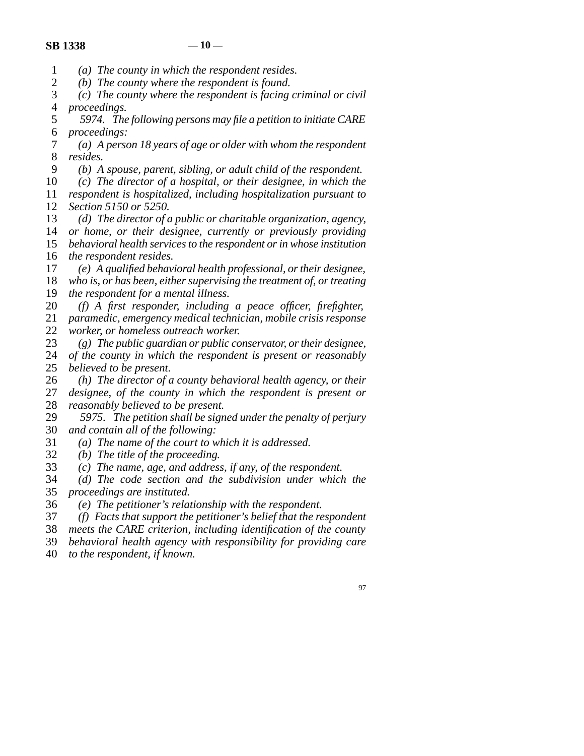*(a) The county in which the respondent resides.*

*(b) The county where the respondent is found.*

*(c) The county where the respondent is facing criminal or civil proceedings.*

*5974. The following persons may file a petition to initiate CARE proceedings:*

*(a) A person 18 years of age or older with whom the respondent resides.*

*(b) A spouse, parent, sibling, or adult child of the respondent.*

*(c) The director of a hospital, or their designee, in which the respondent is hospitalized, including hospitalization pursuant to Section 5150 or 5250.*

*(d) The director of a public or charitable organization, agency, or home, or their designee, currently or previously providing behavioral health services to the respondent or in whose institution the respondent resides.*

*(e) A qualified behavioral health professional, or their designee, who is, or has been, either supervising the treatment of, or treating the respondent for a mental illness.*

*(f) A first responder, including a peace officer, firefighter, paramedic, emergency medical technician, mobile crisis response worker, or homeless outreach worker.*

*(g) The public guardian or public conservator, or their designee, of the county in which the respondent is present or reasonably believed to be present.*

*(h) The director of a county behavioral health agency, or their designee, of the county in which the respondent is present or reasonably believed to be present.*

*5975. The petition shall be signed under the penalty of perjury and contain all of the following:*

*(a) The name of the court to which it is addressed.*

*(b) The title of the proceeding.*

*(c) The name, age, and address, if any, of the respondent.*

*(d) The code section and the subdivision under which the proceedings are instituted.*

*(e) The petitioner's relationship with the respondent.*

*(f) Facts that support the petitioner's belief that the respondent meets the CARE criterion, including identification of the county behavioral health agency with responsibility for providing care to the respondent, if known.*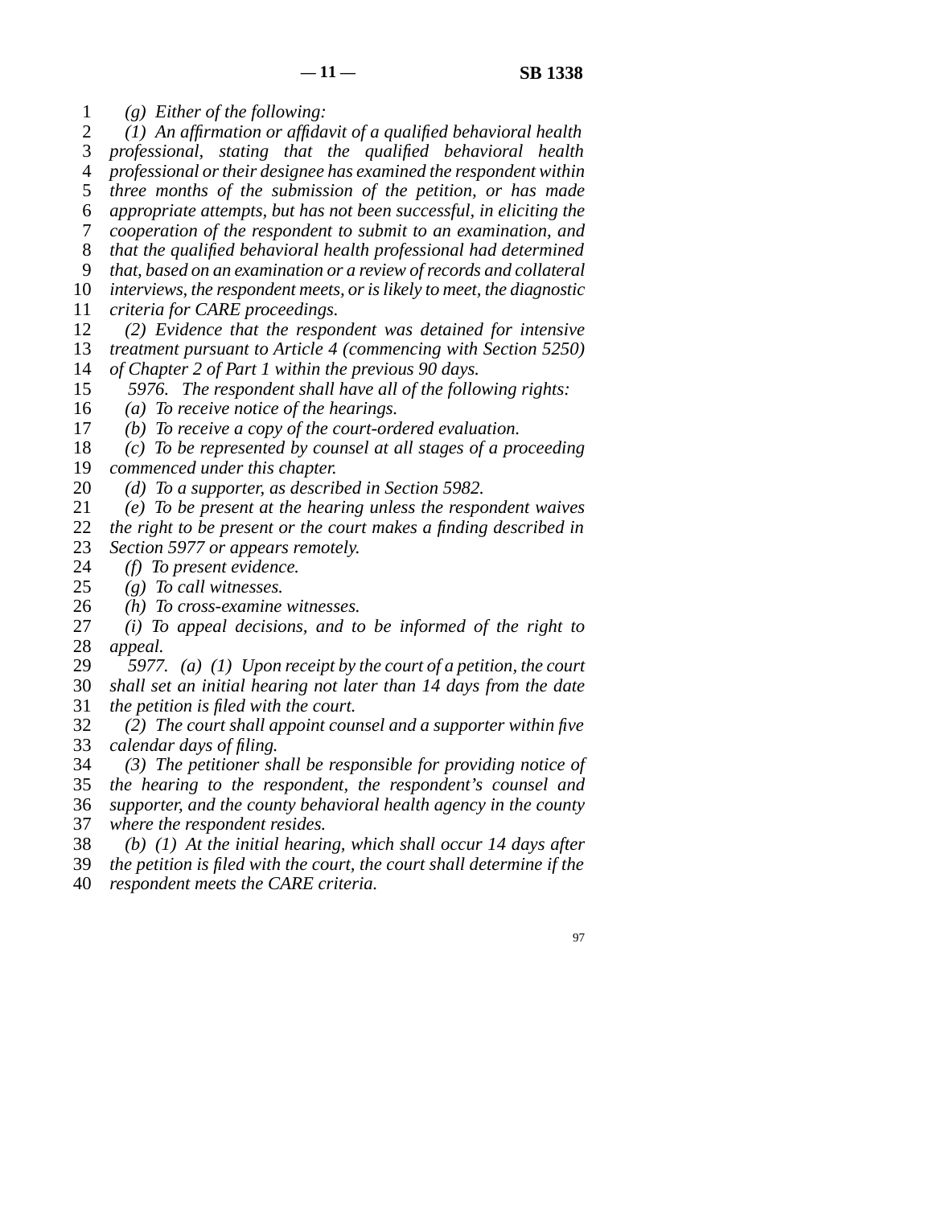*(g) Either of the following:*

*(1) An affirmation or affidavit of a qualified behavioral health professional, stating that the qualified behavioral health professional or their designee has examined the respondent within three months of the submission of the petition, or has made appropriate attempts, but has not been successful, in eliciting the cooperation of the respondent to submit to an examination, and that the qualified behavioral health professional had determined that, based on an examination or a review of records and collateral interviews, the respondent meets, or is likely to meet, the diagnostic criteria for CARE proceedings.*

*(2) Evidence that the respondent was detained for intensive treatment pursuant to Article 4 (commencing with Section 5250) of Chapter 2 of Part 1 within the previous 90 days.*

*5976. The respondent shall have all of the following rights:*

*(a) To receive notice of the hearings.*

*(b) To receive a copy of the court-ordered evaluation.*

*(c) To be represented by counsel at all stages of a proceeding commenced under this chapter.*

*(d) To a supporter, as described in Section 5982.*

*(e) To be present at the hearing unless the respondent waives the right to be present or the court makes a finding described in Section 5977 or appears remotely.*

*(f) To present evidence.*

*(g) To call witnesses.*

*(h) To cross-examine witnesses.*

*(i) To appeal decisions, and to be informed of the right to appeal.*

*5977. (a) (1) Upon receipt by the court of a petition, the court shall set an initial hearing not later than 14 days from the date the petition is filed with the court.*

*(2) The court shall appoint counsel and a supporter within five calendar days of filing.*

*(3) The petitioner shall be responsible for providing notice of the hearing to the respondent, the respondent's counsel and supporter, and the county behavioral health agency in the county where the respondent resides.*

*(b) (1) At the initial hearing, which shall occur 14 days after the petition is filed with the court, the court shall determine if the respondent meets the CARE criteria.*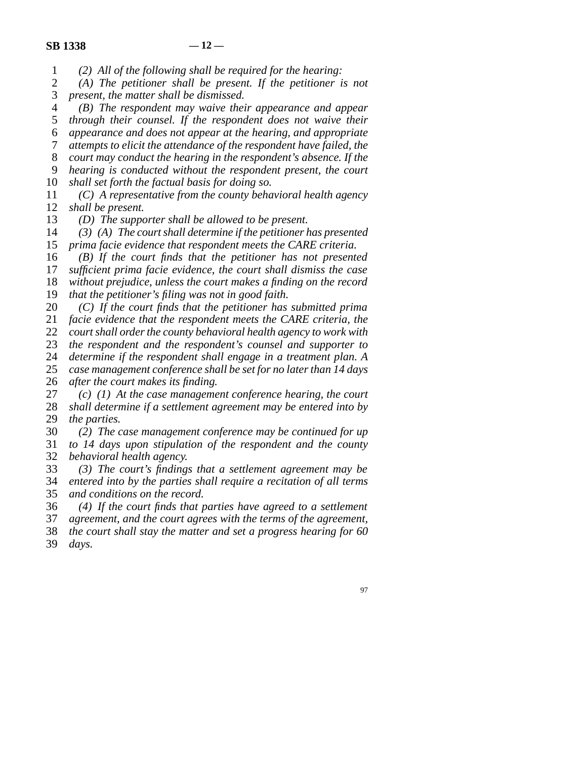*(2) All of the following shall be required for the hearing:*

*(A) The petitioner shall be present. If the petitioner is not present, the matter shall be dismissed.*

*(B) The respondent may waive their appearance and appear through their counsel. If the respondent does not waive their appearance and does not appear at the hearing, and appropriate attempts to elicit the attendance of the respondent have failed, the court may conduct the hearing in the respondent's absence. If the hearing is conducted without the respondent present, the court shall set forth the factual basis for doing so.*

*(C) A representative from the county behavioral health agency shall be present.*

*(D) The supporter shall be allowed to be present.*

*(3) (A) The court shall determine if the petitioner has presented prima facie evidence that respondent meets the CARE criteria.*

*(B) If the court finds that the petitioner has not presented sufficient prima facie evidence, the court shall dismiss the case without prejudice, unless the court makes a finding on the record that the petitioner's filing was not in good faith.*

*(C) If the court finds that the petitioner has submitted prima facie evidence that the respondent meets the CARE criteria, the court shall order the county behavioral health agency to work with the respondent and the respondent's counsel and supporter to determine if the respondent shall engage in a treatment plan. A case management conference shall be set for no later than 14 days after the court makes its finding.*

*(c) (1) At the case management conference hearing, the court shall determine if a settlement agreement may be entered into by the parties.*

*(2) The case management conference may be continued for up to 14 days upon stipulation of the respondent and the county behavioral health agency.*

*(3) The court's findings that a settlement agreement may be entered into by the parties shall require a recitation of all terms and conditions on the record.*

*(4) If the court finds that parties have agreed to a settlement agreement, and the court agrees with the terms of the agreement, the court shall stay the matter and set a progress hearing for 60 days.*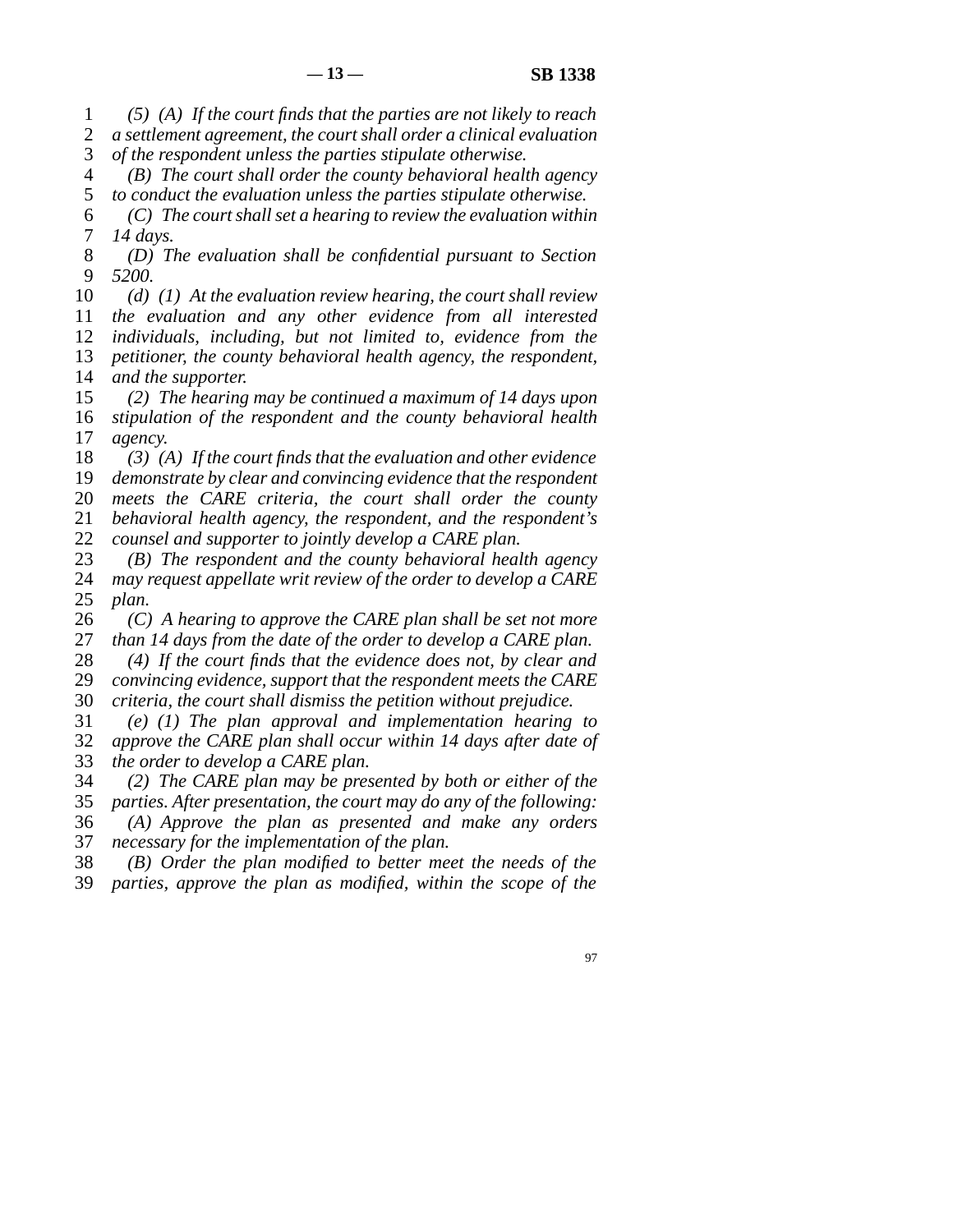*(5) (A) If the court finds that the parties are not likely to reach a settlement agreement, the court shall order a clinical evaluation of the respondent unless the parties stipulate otherwise.*

*(B) The court shall order the county behavioral health agency to conduct the evaluation unless the parties stipulate otherwise.*

*(C) The court shall set a hearing to review the evaluation within 14 days.*

*(D) The evaluation shall be confidential pursuant to Section 5200.*

*(d) (1) At the evaluation review hearing, the court shall review the evaluation and any other evidence from all interested individuals, including, but not limited to, evidence from the petitioner, the county behavioral health agency, the respondent, and the supporter.*

*(2) The hearing may be continued a maximum of 14 days upon stipulation of the respondent and the county behavioral health agency.*

*(3) (A) If the court finds that the evaluation and other evidence demonstrate by clear and convincing evidence that the respondent meets the CARE criteria, the court shall order the county behavioral health agency, the respondent, and the respondent's counsel and supporter to jointly develop a CARE plan.*

*(B) The respondent and the county behavioral health agency may request appellate writ review of the order to develop a CARE plan.*

*(C) A hearing to approve the CARE plan shall be set not more than 14 days from the date of the order to develop a CARE plan.*

*(4) If the court finds that the evidence does not, by clear and convincing evidence, support that the respondent meets the CARE criteria, the court shall dismiss the petition without prejudice.*

*(e) (1) The plan approval and implementation hearing to approve the CARE plan shall occur within 14 days after date of the order to develop a CARE plan.*

*(2) The CARE plan may be presented by both or either of the parties. After presentation, the court may do any of the following:*

*(A) Approve the plan as presented and make any orders necessary for the implementation of the plan.*

*(B) Order the plan modified to better meet the needs of the parties, approve the plan as modified, within the scope of the*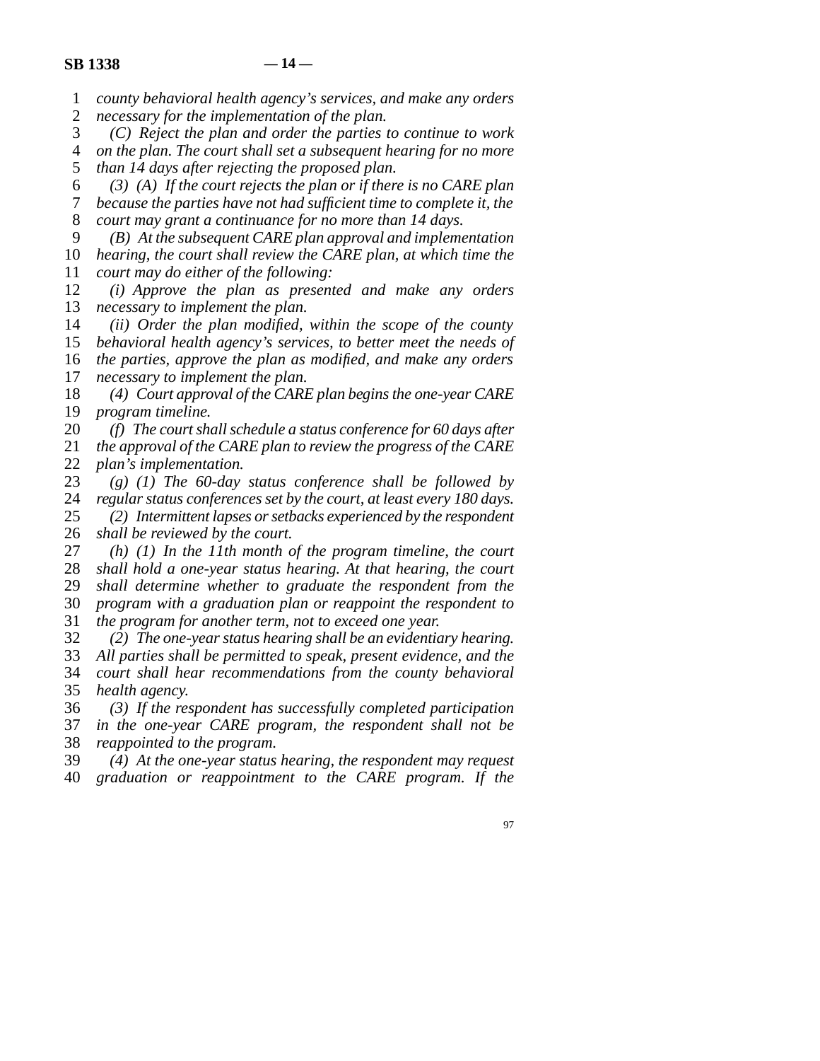*county behavioral health agency's services, and make any orders necessary for the implementation of the plan.*

*(C) Reject the plan and order the parties to continue to work on the plan. The court shall set a subsequent hearing for no more than 14 days after rejecting the proposed plan.*

*(3) (A) If the court rejects the plan or if there is no CARE plan because the parties have not had sufficient time to complete it, the court may grant a continuance for no more than 14 days.*

*(B) At the subsequent CARE plan approval and implementation hearing, the court shall review the CARE plan, at which time the court may do either of the following:*

*(i) Approve the plan as presented and make any orders necessary to implement the plan.*

*(ii) Order the plan modified, within the scope of the county behavioral health agency's services, to better meet the needs of the parties, approve the plan as modified, and make any orders necessary to implement the plan.*

*(4) Court approval of the CARE plan begins the one-year CARE program timeline.*

*(f) The court shall schedule a status conference for 60 days after the approval of the CARE plan to review the progress of the CARE plan's implementation.*

*(g) (1) The 60-day status conference shall be followed by regular status conferences set by the court, at least every 180 days.*

*(2) Intermittent lapses or setbacks experienced by the respondent shall be reviewed by the court.*

*(h) (1) In the 11th month of the program timeline, the court shall hold a one-year status hearing. At that hearing, the court shall determine whether to graduate the respondent from the program with a graduation plan or reappoint the respondent to the program for another term, not to exceed one year.*

*(2) The one-year status hearing shall be an evidentiary hearing. All parties shall be permitted to speak, present evidence, and the court shall hear recommendations from the county behavioral health agency.*

*(3) If the respondent has successfully completed participation in the one-year CARE program, the respondent shall not be reappointed to the program.*

*(4) At the one-year status hearing, the respondent may request graduation or reappointment to the CARE program. If the*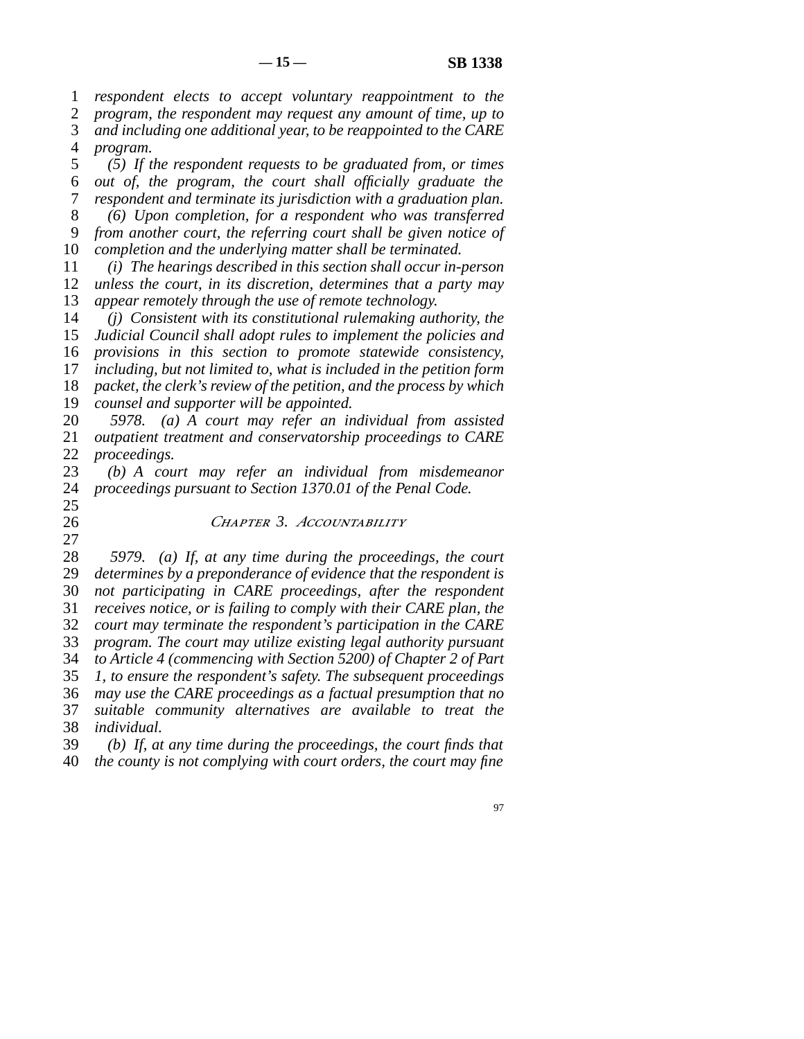*respondent elects to accept voluntary reappointment to the program, the respondent may request any amount of time, up to and including one additional year, to be reappointed to the CARE program.*

*(5) If the respondent requests to be graduated from, or times out of, the program, the court shall officially graduate the respondent and terminate its jurisdiction with a graduation plan.*

*(6) Upon completion, for a respondent who was transferred from another court, the referring court shall be given notice of completion and the underlying matter shall be terminated.*

*(i) The hearings described in this section shall occur in-person unless the court, in its discretion, determines that a party may appear remotely through the use of remote technology.*

*(j) Consistent with its constitutional rulemaking authority, the Judicial Council shall adopt rules to implement the policies and provisions in this section to promote statewide consistency, including, but not limited to, what is included in the petition form packet, the clerk's review of the petition, and the process by which counsel and supporter will be appointed.*

*5978. (a) A court may refer an individual from assisted outpatient treatment and conservatorship proceedings to CARE proceedings.*

*(b) A court may refer an individual from misdemeanor proceedings pursuant to Section 1370.01 of the Penal Code.*

## *Chapter 3. Accountability*

*5979. (a) If, at any time during the proceedings, the court determines by a preponderance of evidence that the respondent is not participating in CARE proceedings, after the respondent receives notice, or is failing to comply with their CARE plan, the court may terminate the respondent's participation in the CARE program. The court may utilize existing legal authority pursuant to Article 4 (commencing with Section 5200) of Chapter 2 of Part 1, to ensure the respondent's safety. The subsequent proceedings may use the CARE proceedings as a factual presumption that no suitable community alternatives are available to treat the individual.*

*(b) If, at any time during the proceedings, the court finds that the county is not complying with court orders, the court may fine*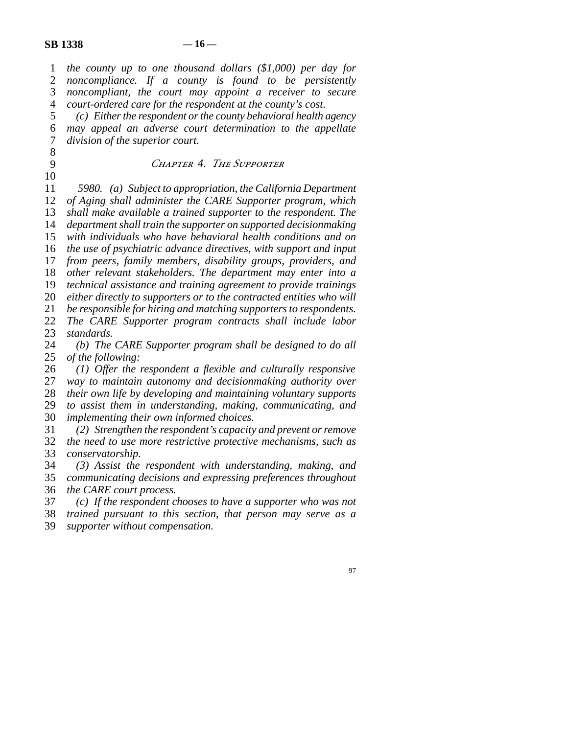*the county up to one thousand dollars ($1,000) per day for noncompliance. If a county is found to be persistently noncompliant, the court may appoint a receiver to secure court-ordered care for the respondent at the county's cost.*

*(c) Either the respondent or the county behavioral health agency may appeal an adverse court determination to the appellate division of the superior court.*

### *Chapter 4. The Supporter*

*5980. (a) Subject to appropriation, the California Department of Aging shall administer the CARE Supporter program, which shall make available a trained supporter to the respondent. The department shall train the supporter on supported decisionmaking with individuals who have behavioral health conditions and on the use of psychiatric advance directives, with support and input from peers, family members, disability groups, providers, and other relevant stakeholders. The department may enter into a technical assistance and training agreement to provide trainings either directly to supporters or to the contracted entities who will be responsible for hiring and matching supporters to respondents. The CARE Supporter program contracts shall include labor standards.*

*(b) The CARE Supporter program shall be designed to do all of the following:*

*(1) Offer the respondent a flexible and culturally responsive way to maintain autonomy and decisionmaking authority over their own life by developing and maintaining voluntary supports to assist them in understanding, making, communicating, and implementing their own informed choices.*

*(2) Strengthen the respondent's capacity and prevent or remove the need to use more restrictive protective mechanisms, such as conservatorship.*

*(3) Assist the respondent with understanding, making, and communicating decisions and expressing preferences throughout the CARE court process.*

*(c) If the respondent chooses to have a supporter who was not trained pursuant to this section, that person may serve as a supporter without compensation.*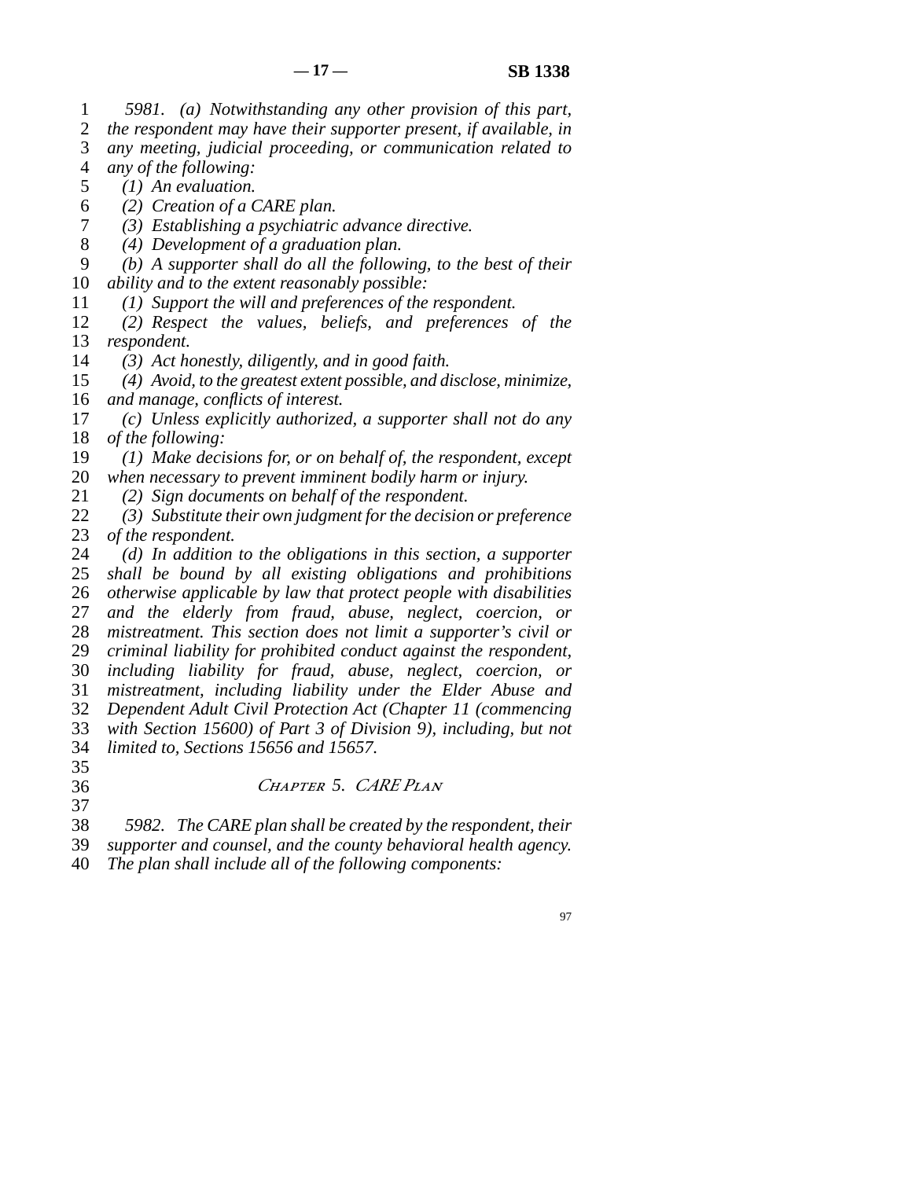*5981. (a) Notwithstanding any other provision of this part, the respondent may have their supporter present, if available, in any meeting, judicial proceeding, or communication related to any of the following:*

*(1) An evaluation.*

*(2) Creation of a CARE plan.*

*(3) Establishing a psychiatric advance directive.*

*(4) Development of a graduation plan.*

*(b) A supporter shall do all the following, to the best of their ability and to the extent reasonably possible:*

*(1) Support the will and preferences of the respondent.*

*(2) Respect the values, beliefs, and preferences of the respondent.*

*(3) Act honestly, diligently, and in good faith.*

*(4) Avoid, to the greatest extent possible, and disclose, minimize, and manage, conflicts of interest.*

*(c) Unless explicitly authorized, a supporter shall not do any of the following:*

*(1) Make decisions for, or on behalf of, the respondent, except when necessary to prevent imminent bodily harm or injury.*

*(2) Sign documents on behalf of the respondent.*

*(3) Substitute their own judgment for the decision or preference of the respondent.*

*(d) In addition to the obligations in this section, a supporter shall be bound by all existing obligations and prohibitions otherwise applicable by law that protect people with disabilities and the elderly from fraud, abuse, neglect, coercion, or mistreatment. This section does not limit a supporter's civil or criminal liability for prohibited conduct against the respondent, including liability for fraud, abuse, neglect, coercion, or mistreatment, including liability under the Elder Abuse and Dependent Adult Civil Protection Act (Chapter 11 (commencing with Section 15600) of Part 3 of Division 9), including, but not limited to, Sections 15656 and 15657.*

## *Chapter 5. CARE Plan*

*5982. The CARE plan shall be created by the respondent, their supporter and counsel, and the county behavioral health agency. The plan shall include all of the following components:*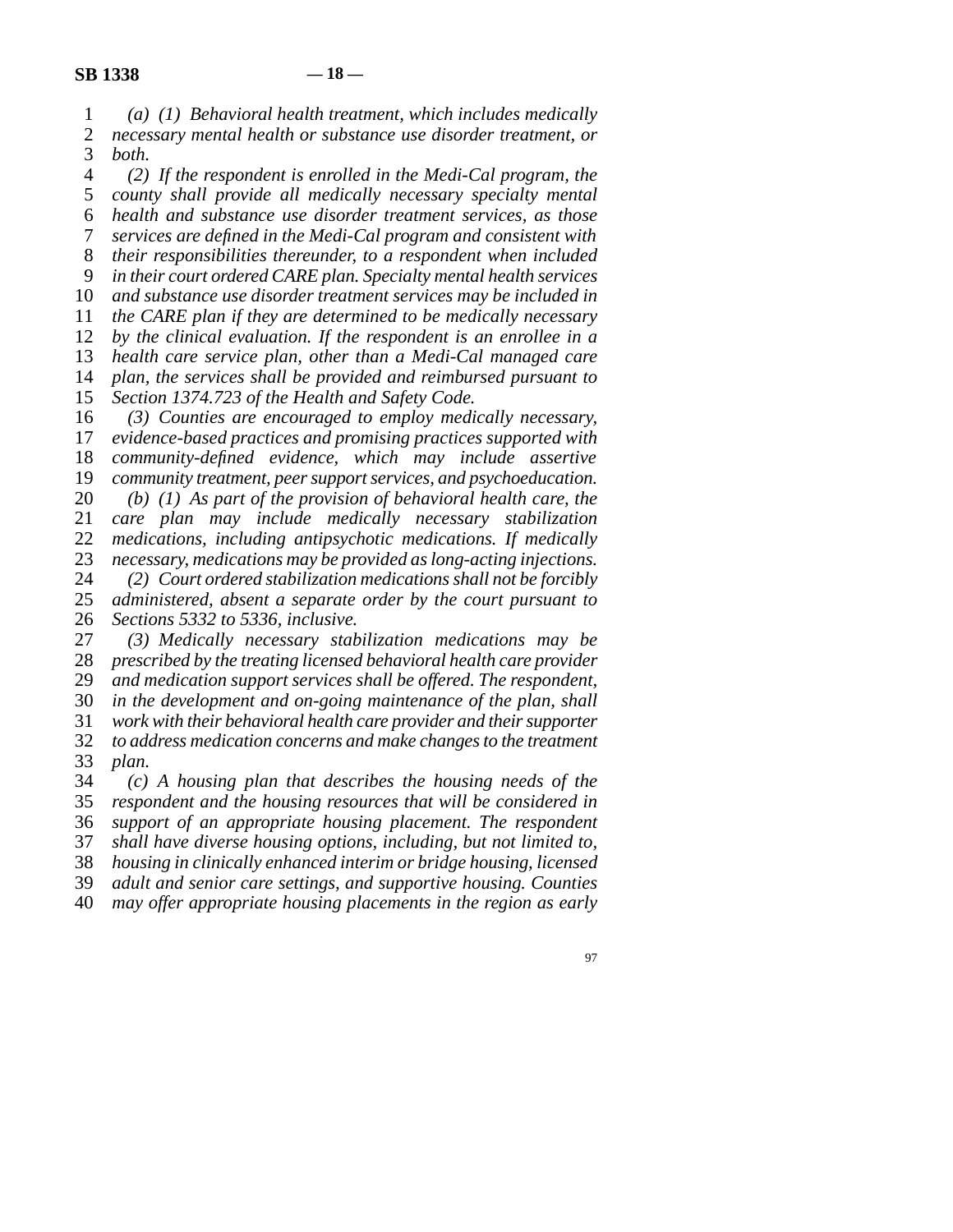*(a) (1) Behavioral health treatment, which includes medically necessary mental health or substance use disorder treatment, or both.*

*(2) If the respondent is enrolled in the Medi-Cal program, the county shall provide all medically necessary specialty mental health and substance use disorder treatment services, as those services are defined in the Medi-Cal program and consistent with their responsibilities thereunder, to a respondent when included in their court ordered CARE plan. Specialty mental health services and substance use disorder treatment services may be included in the CARE plan if they are determined to be medically necessary by the clinical evaluation. If the respondent is an enrollee in a health care service plan, other than a Medi-Cal managed care plan, the services shall be provided and reimbursed pursuant to Section 1374.723 of the Health and Safety Code.*

*(3) Counties are encouraged to employ medically necessary, evidence-based practices and promising practices supported with community-defined evidence, which may include assertive community treatment, peer support services, and psychoeducation.*

*(b) (1) As part of the provision of behavioral health care, the care plan may include medically necessary stabilization medications, including antipsychotic medications. If medically necessary, medications may be provided as long-acting injections.*

*(2) Court ordered stabilization medications shall not be forcibly administered, absent a separate order by the court pursuant to Sections 5332 to 5336, inclusive.*

*(3) Medically necessary stabilization medications may be prescribed by the treating licensed behavioral health care provider and medication support services shall be offered. The respondent, in the development and on-going maintenance of the plan, shall work with their behavioral health care provider and their supporter to address medication concerns and make changes to the treatment plan.*

*(c) A housing plan that describes the housing needs of the respondent and the housing resources that will be considered in support of an appropriate housing placement. The respondent shall have diverse housing options, including, but not limited to, housing in clinically enhanced interim or bridge housing, licensed adult and senior care settings, and supportive housing. Counties may offer appropriate housing placements in the region as early*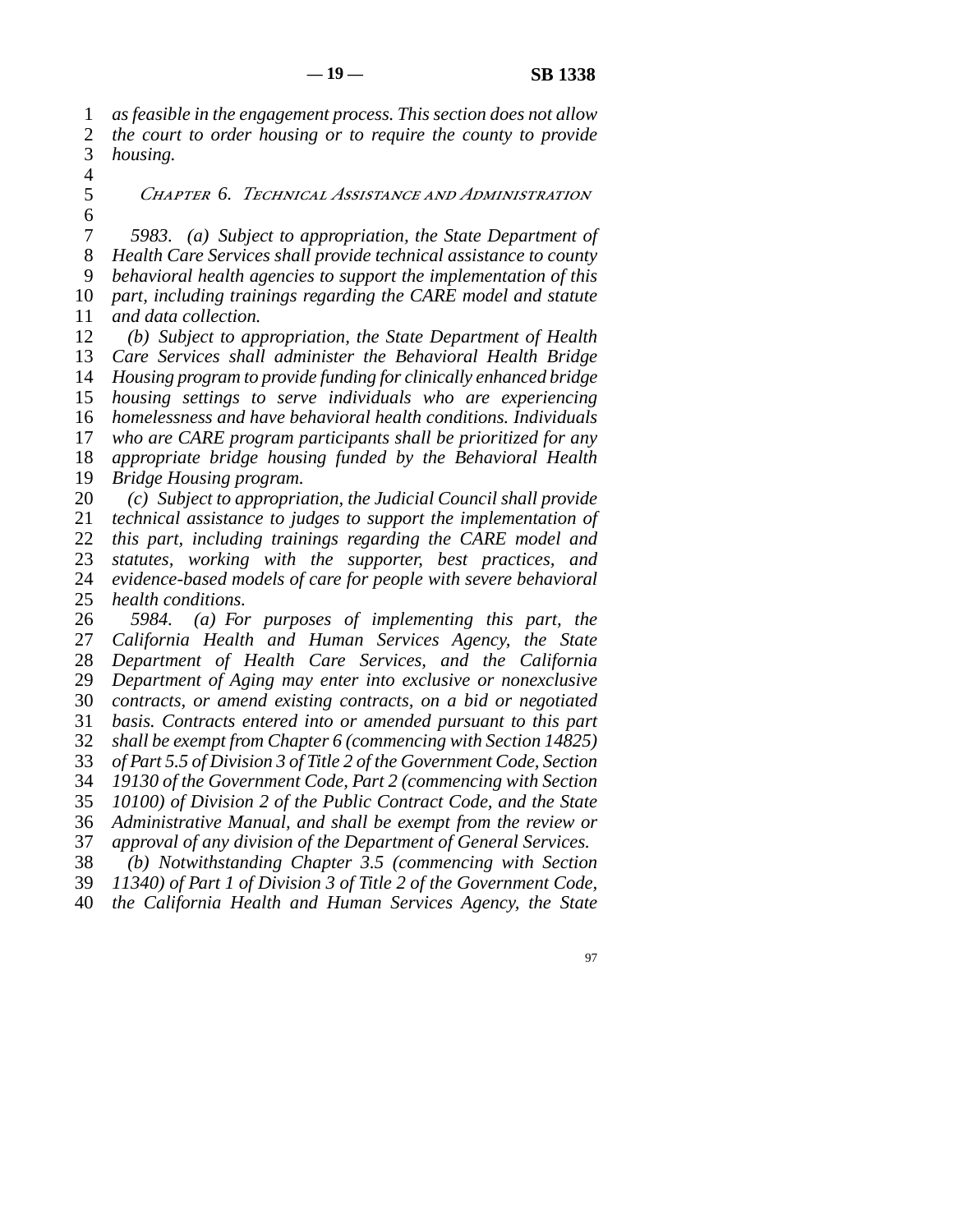*as feasible in the engagement process. This section does not allow the court to order housing or to require the county to provide housing.*

## *Chapter 6. Technical Assistance and Administration*

*5983. (a) Subject to appropriation, the State Department of Health Care Services shall provide technical assistance to county behavioral health agencies to support the implementation of this part, including trainings regarding the CARE model and statute and data collection.*

*(b) Subject to appropriation, the State Department of Health Care Services shall administer the Behavioral Health Bridge Housing program to provide funding for clinically enhanced bridge housing settings to serve individuals who are experiencing homelessness and have behavioral health conditions. Individuals who are CARE program participants shall be prioritized for any appropriate bridge housing funded by the Behavioral Health Bridge Housing program.*

*(c) Subject to appropriation, the Judicial Council shall provide technical assistance to judges to support the implementation of this part, including trainings regarding the CARE model and statutes, working with the supporter, best practices, and evidence-based models of care for people with severe behavioral health conditions.*

*5984. (a) For purposes of implementing this part, the California Health and Human Services Agency, the State Department of Health Care Services, and the California Department of Aging may enter into exclusive or nonexclusive contracts, or amend existing contracts, on a bid or negotiated basis. Contracts entered into or amended pursuant to this part shall be exempt from Chapter 6 (commencing with Section 14825) of Part 5.5 of Division 3 of Title 2 of the Government Code, Section 19130 of the Government Code, Part 2 (commencing with Section 10100) of Division 2 of the Public Contract Code, and the State Administrative Manual, and shall be exempt from the review or approval of any division of the Department of General Services.*

*(b) Notwithstanding Chapter 3.5 (commencing with Section 11340) of Part 1 of Division 3 of Title 2 of the Government Code, the California Health and Human Services Agency, the State*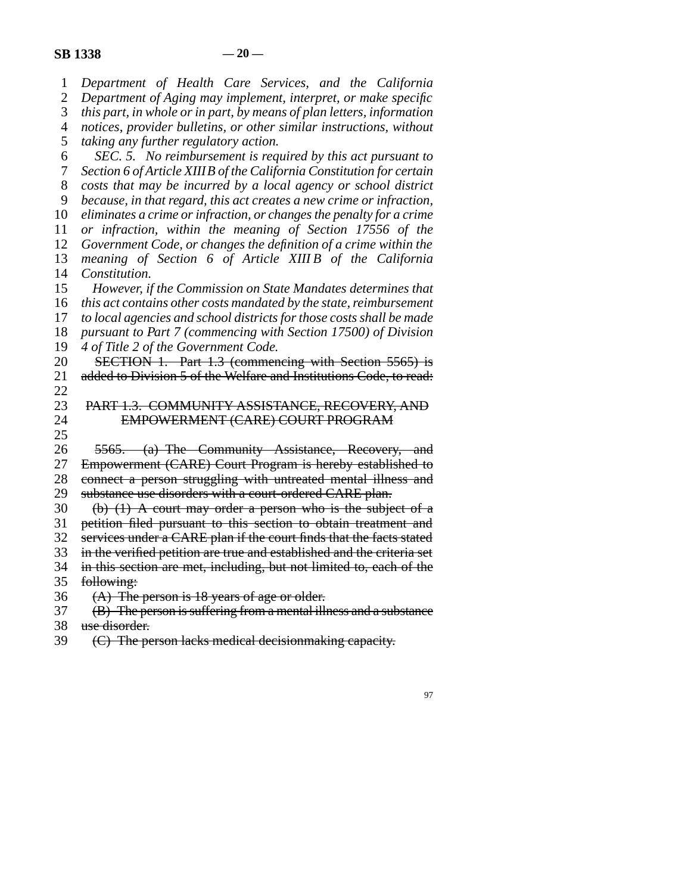*Department of Health Care Services, and the California Department of Aging may implement, interpret, or make specific this part, in whole or in part, by means of plan letters, information notices, provider bulletins, or other similar instructions, without taking any further regulatory action.*

*SEC. 5. No reimbursement is required by this act pursuant to Section 6 of Article XIII B of the California Constitution for certain costs that may be incurred by a local agency or school district because, in that regard, this act creates a new crime or infraction, eliminates a crime or infraction, or changes the penalty for a crime or infraction, within the meaning of Section 17556 of the Government Code, or changes the definition of a crime within the meaning of Section 6 of Article XIII B of the California Constitution.*

*However, if the Commission on State Mandates determines that this act contains other costs mandated by the state, reimbursement to local agencies and school districts for those costs shall be made pursuant to Part 7 (commencing with Section 17500) of Division 4 of Title 2 of the Government Code.*

~~SECTION 1. Part 1.3 (commencing with Section 5565) is added to Division 5 of the Welfare and Institutions Code, to read:~~

~~PART 1.3. COMMUNITY ASSISTANCE, RECOVERY, AND EMPOWERMENT (CARE) COURT PROGRAM~~

~~5565. (a) The Community Assistance, Recovery, and Empowerment (CARE) Court Program is hereby established to connect a person struggling with untreated mental illness and substance use disorders with a court-ordered CARE plan.~~

~~(b) (1) A court may order a person who is the subject of a petition filed pursuant to this section to obtain treatment and services under a CARE plan if the court finds that the facts stated in the verified petition are true and established and the criteria set in this section are met, including, but not limited to, each of the following:~~

~~(A) The person is 18 years of age or older.~~

~~(B) The person is suffering from a mental illness and a substance use disorder.~~

~~(C) The person lacks medical decisionmaking capacity.~~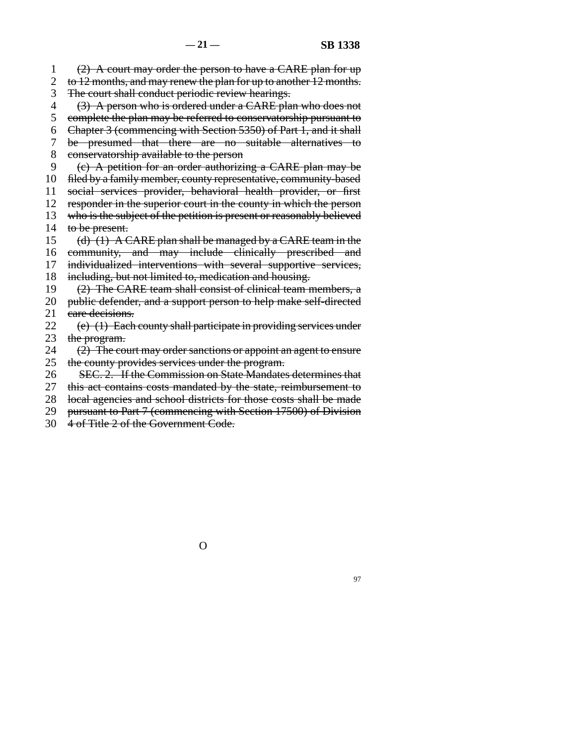~~(2) A court may order the person to have a CARE plan for up to 12 months, and may renew the plan for up to another 12 months. The court shall conduct periodic review hearings.~~

~~(3) A person who is ordered under a CARE plan who does not complete the plan may be referred to conservatorship pursuant to Chapter 3 (commencing with Section 5350) of Part 1, and it shall be presumed that there are no suitable alternatives to conservatorship available to the person~~

~~(c) A petition for an order authorizing a CARE plan may be filed by a family member, county representative, community-based social services provider, behavioral health provider, or first responder in the superior court in the county in which the person who is the subject of the petition is present or reasonably believed to be present.~~

~~(d) (1) A CARE plan shall be managed by a CARE team in the community, and may include clinically prescribed and individualized interventions with several supportive services, including, but not limited to, medication and housing.~~

~~(2) The CARE team shall consist of clinical team members, a public defender, and a support person to help make self-directed care decisions.~~

~~(e) (1) Each county shall participate in providing services under the program.~~

~~(2) The court may order sanctions or appoint an agent to ensure the county provides services under the program.~~

~~SEC. 2. If the Commission on State Mandates determines that this act contains costs mandated by the state, reimbursement to local agencies and school districts for those costs shall be made pursuant to Part 7 (commencing with Section 17500) of Division 4 of Title 2 of the Government Code.~~

O